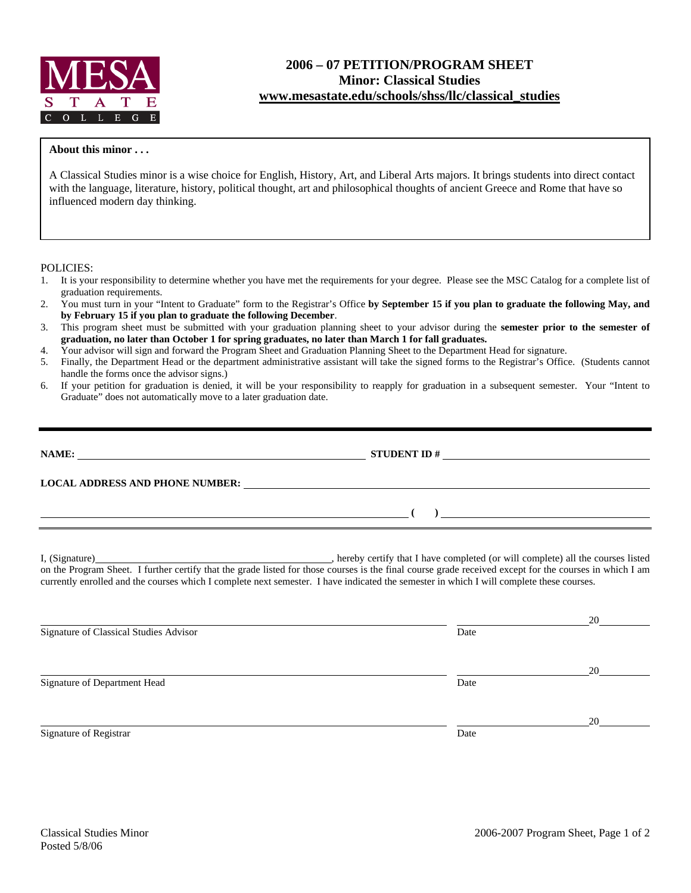MESA STATE COLLEGE

# 2006 – 07 PETITION/PROGRAM SHEET
## Minor: Classical Studies
## www.mesastate.edu/schools/shss/llc/classical_studies

**About this minor . . .**

A Classical Studies minor is a wise choice for English, History, Art, and Liberal Arts majors. It brings students into direct contact with the language, literature, history, political thought, art and philosophical thoughts of ancient Greece and Rome that have so influenced modern day thinking.

POLICIES:

1. It is your responsibility to determine whether you have met the requirements for your degree. Please see the MSC Catalog for a complete list of graduation requirements.
2. You must turn in your "Intent to Graduate" form to the Registrar's Office **by September 15 if you plan to graduate the following May, and by February 15 if you plan to graduate the following December**.
3. This program sheet must be submitted with your graduation planning sheet to your advisor during the **semester prior to the semester of graduation, no later than October 1 for spring graduates, no later than March 1 for fall graduates.**
4. Your advisor will sign and forward the Program Sheet and Graduation Planning Sheet to the Department Head for signature.
5. Finally, the Department Head or the department administrative assistant will take the signed forms to the Registrar's Office. (Students cannot handle the forms once the advisor signs.)
6. If your petition for graduation is denied, it will be your responsibility to reapply for graduation in a subsequent semester. Your "Intent to Graduate" does not automatically move to a later graduation date.

---

**NAME:** ____________________ **STUDENT ID #** ____________________

**LOCAL ADDRESS AND PHONE NUMBER:** ________________________________________

________________________________________ **( )** ____________________

I, (Signature)____________________, hereby certify that I have completed (or will complete) all the courses listed on the Program Sheet. I further certify that the grade listed for those courses is the final course grade received except for the courses in which I am currently enrolled and the courses which I complete next semester. I have indicated the semester in which I will complete these courses.

________________________________________ ______________ 20____
Signature of Classical Studies Advisor Date

________________________________________ ______________ 20____
Signature of Department Head Date

________________________________________ ______________ 20____
Signature of Registrar Date

Classical Studies Minor
Posted 5/8/06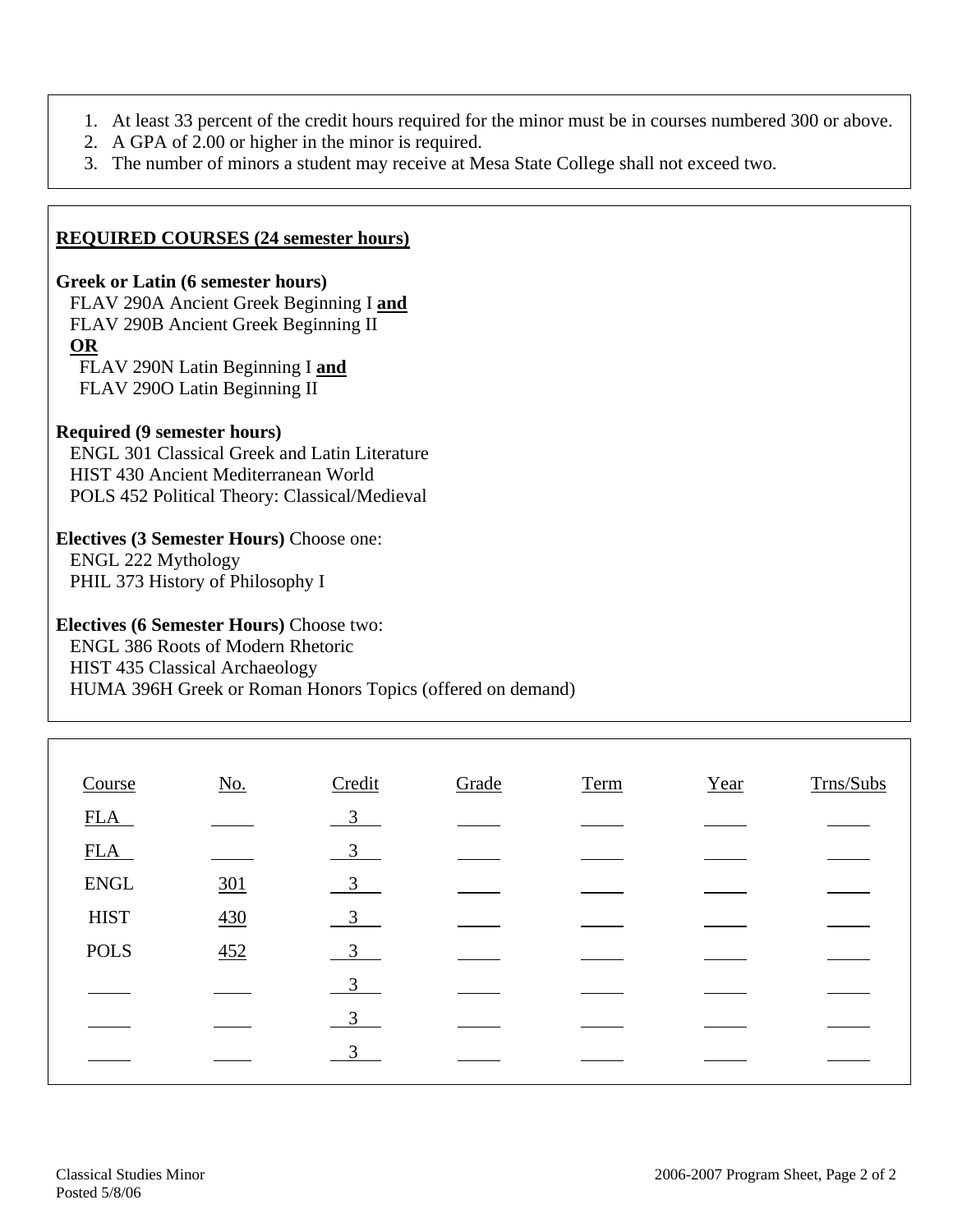1. At least 33 percent of the credit hours required for the minor must be in courses numbered 300 or above.
2. A GPA of 2.00 or higher in the minor is required.
3. The number of minors a student may receive at Mesa State College shall not exceed two.

**REQUIRED COURSES (24 semester hours)**

**Greek or Latin (6 semester hours)**
FLAV 290A Ancient Greek Beginning I **and**
FLAV 290B Ancient Greek Beginning II
**OR**
FLAV 290N Latin Beginning I **and**
FLAV 290O Latin Beginning II

**Required (9 semester hours)**
ENGL 301 Classical Greek and Latin Literature
HIST 430 Ancient Mediterranean World
POLS 452 Political Theory: Classical/Medieval

**Electives (3 Semester Hours)** Choose one:
ENGL 222 Mythology
PHIL 373 History of Philosophy I

**Electives (6 Semester Hours)** Choose two:
ENGL 386 Roots of Modern Rhetoric
HIST 435 Classical Archaeology
HUMA 396H Greek or Roman Honors Topics (offered on demand)

| Course | No. | Credit | Grade | Term | Year | Trns/Subs |
|---|---|---|---|---|---|---|
| FLA | | 3 | | | | |
| FLA | | 3 | | | | |
| ENGL | 301 | 3 | | | | |
| HIST | 430 | 3 | | | | |
| POLS | 452 | 3 | | | | |
| | | 3 | | | | |
| | | 3 | | | | |
| | | 3 | | | | |

Classical Studies Minor
Posted 5/8/06